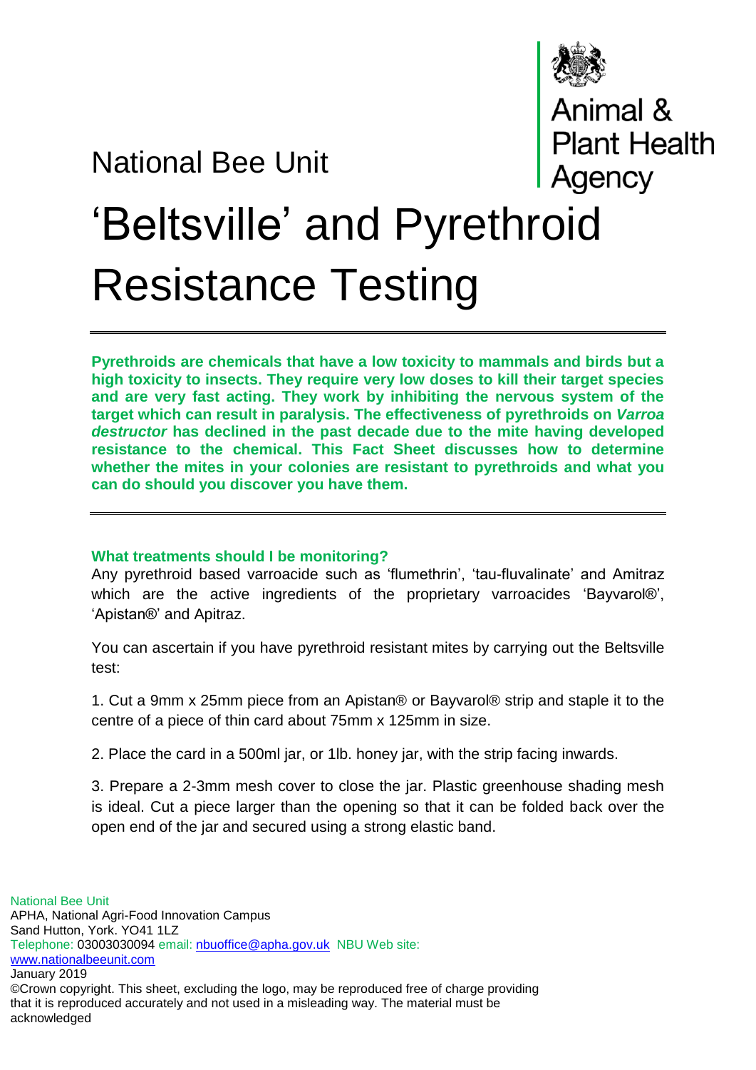Animal & Plant Health Agency

National Bee Unit

# 'Beltsville' and Pyrethroid Resistance Testing

**Pyrethroids are chemicals that have a low toxicity to mammals and birds but a high toxicity to insects. They require very low doses to kill their target species and are very fast acting. They work by inhibiting the nervous system of the target which can result in paralysis. The effectiveness of pyrethroids on *Varroa destructor* has declined in the past decade due to the mite having developed resistance to the chemical. This Fact Sheet discusses how to determine whether the mites in your colonies are resistant to pyrethroids and what you can do should you discover you have them.**

### What treatments should I be monitoring?

Any pyrethroid based varroacide such as 'flumethrin', 'tau-fluvalinate' and Amitraz which are the active ingredients of the proprietary varroacides 'Bayvarol®', 'Apistan®' and Apitraz.

You can ascertain if you have pyrethroid resistant mites by carrying out the Beltsville test:

1. Cut a 9mm x 25mm piece from an Apistan® or Bayvarol® strip and staple it to the centre of a piece of thin card about 75mm x 125mm in size.

2. Place the card in a 500ml jar, or 1lb. honey jar, with the strip facing inwards.

3. Prepare a 2-3mm mesh cover to close the jar. Plastic greenhouse shading mesh is ideal. Cut a piece larger than the opening so that it can be folded back over the open end of the jar and secured using a strong elastic band.

National Bee Unit
APHA, National Agri-Food Innovation Campus
Sand Hutton, York. YO41 1LZ
Telephone: 03003030094 email: nbuoffice@apha.gov.uk NBU Web site: www.nationalbeeunit.com
January 2019
©Crown copyright. This sheet, excluding the logo, may be reproduced free of charge providing that it is reproduced accurately and not used in a misleading way. The material must be acknowledged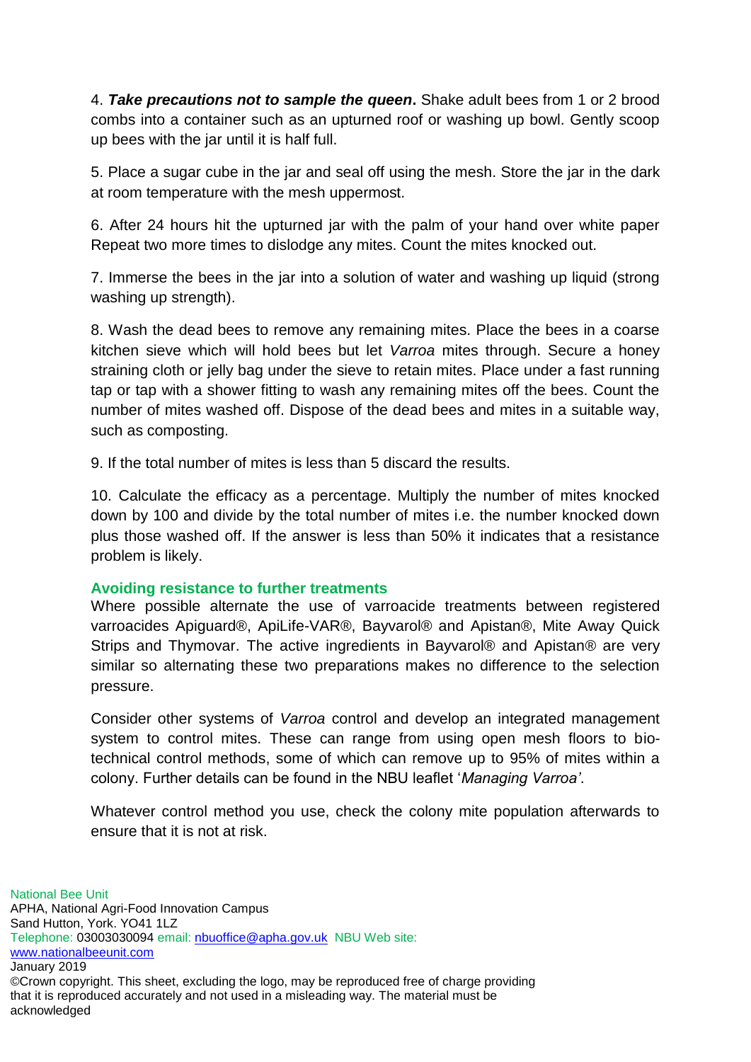4. ***Take precautions not to sample the queen*.** Shake adult bees from 1 or 2 brood combs into a container such as an upturned roof or washing up bowl. Gently scoop up bees with the jar until it is half full.

5. Place a sugar cube in the jar and seal off using the mesh. Store the jar in the dark at room temperature with the mesh uppermost.

6. After 24 hours hit the upturned jar with the palm of your hand over white paper Repeat two more times to dislodge any mites. Count the mites knocked out.

7. Immerse the bees in the jar into a solution of water and washing up liquid (strong washing up strength).

8. Wash the dead bees to remove any remaining mites. Place the bees in a coarse kitchen sieve which will hold bees but let *Varroa* mites through. Secure a honey straining cloth or jelly bag under the sieve to retain mites. Place under a fast running tap or tap with a shower fitting to wash any remaining mites off the bees. Count the number of mites washed off. Dispose of the dead bees and mites in a suitable way, such as composting.

9. If the total number of mites is less than 5 discard the results.

10. Calculate the efficacy as a percentage. Multiply the number of mites knocked down by 100 and divide by the total number of mites i.e. the number knocked down plus those washed off. If the answer is less than 50% it indicates that a resistance problem is likely.

## Avoiding resistance to further treatments

Where possible alternate the use of varroacide treatments between registered varroacides Apiguard®, ApiLife-VAR®, Bayvarol® and Apistan®, Mite Away Quick Strips and Thymovar. The active ingredients in Bayvarol® and Apistan® are very similar so alternating these two preparations makes no difference to the selection pressure.

Consider other systems of *Varroa* control and develop an integrated management system to control mites. These can range from using open mesh floors to bio-technical control methods, some of which can remove up to 95% of mites within a colony. Further details can be found in the NBU leaflet '*Managing Varroa'*.

Whatever control method you use, check the colony mite population afterwards to ensure that it is not at risk.

National Bee Unit
APHA, National Agri-Food Innovation Campus
Sand Hutton, York. YO41 1LZ
Telephone: 03003030094 email: nbuoffice@apha.gov.uk NBU Web site: www.nationalbeeunit.com
January 2019
©Crown copyright. This sheet, excluding the logo, may be reproduced free of charge providing that it is reproduced accurately and not used in a misleading way. The material must be acknowledged